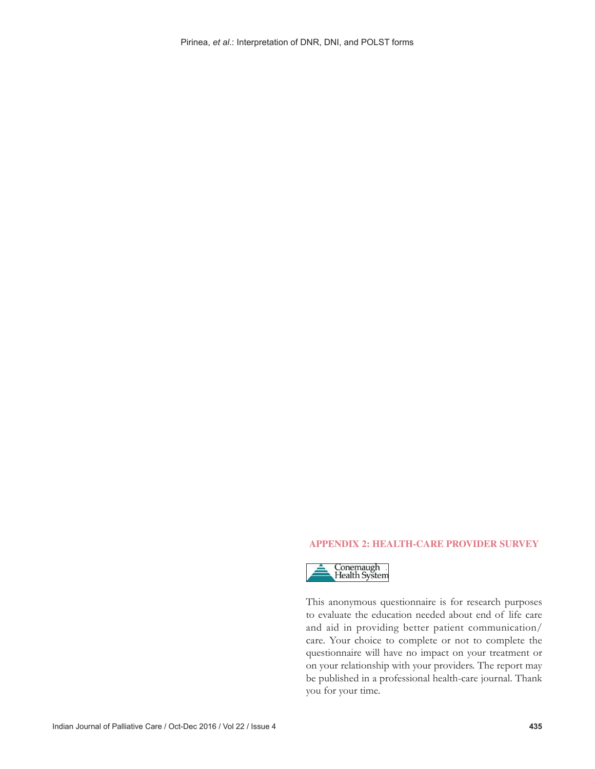## APPENDIX 2: HEALTH-CARE PROVIDER SURVEY

Conemaugh Health System

This anonymous questionnaire is for research purposes to evaluate the education needed about end of life care and aid in providing better patient communication/ care. Your choice to complete or not to complete the questionnaire will have no impact on your treatment or on your relationship with your providers. The report may be published in a professional health-care journal. Thank you for your time.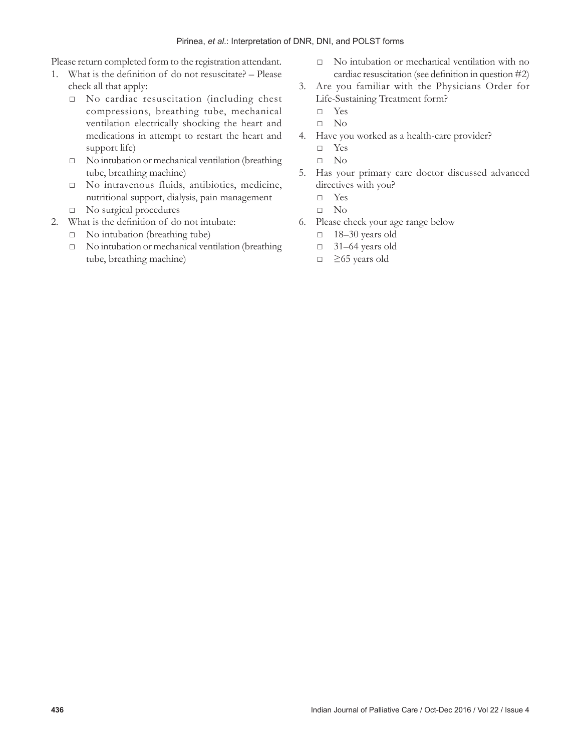Please return completed form to the registration attendant.

1. What is the definition of do not resuscitate? – Please check all that apply:
   - □ No cardiac resuscitation (including chest compressions, breathing tube, mechanical ventilation electrically shocking the heart and medications in attempt to restart the heart and support life)
   - □ No intubation or mechanical ventilation (breathing tube, breathing machine)
   - □ No intravenous fluids, antibiotics, medicine, nutritional support, dialysis, pain management
   - □ No surgical procedures
2. What is the definition of do not intubate:
   - □ No intubation (breathing tube)
   - □ No intubation or mechanical ventilation (breathing tube, breathing machine)
   - □ No intubation or mechanical ventilation with no cardiac resuscitation (see definition in question #2)
3. Are you familiar with the Physicians Order for Life-Sustaining Treatment form?
   - □ Yes
   - □ No
4. Have you worked as a health-care provider?
   - □ Yes
   - □ No
5. Has your primary care doctor discussed advanced directives with you?
   - □ Yes
   - □ No
6. Please check your age range below
   - □ 18–30 years old
   - □ 31–64 years old
   - □ ≥65 years old